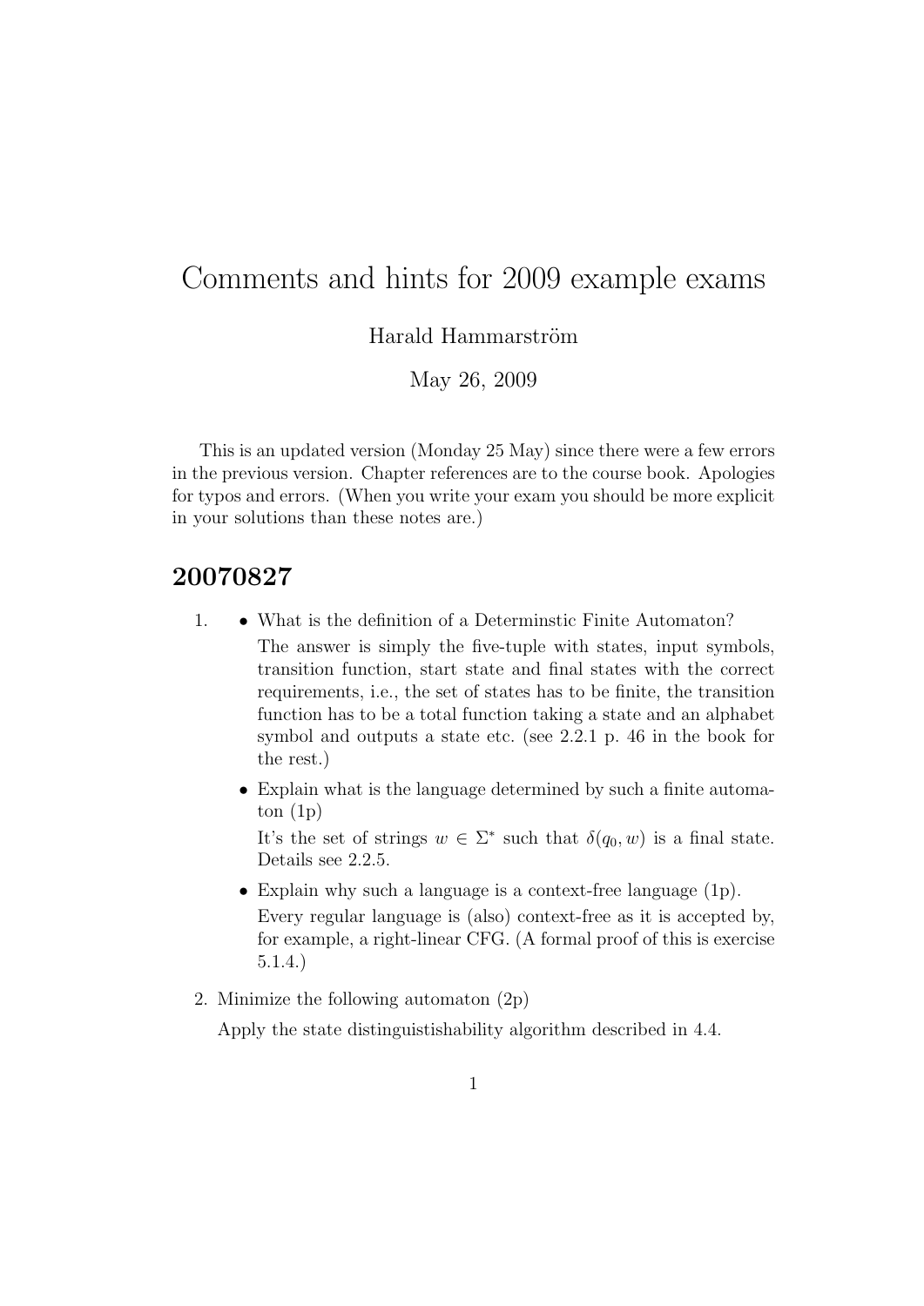# Comments and hints for 2009 example exams

Harald Hammarström

May 26, 2009

This is an updated version (Monday 25 May) since there were a few errors in the previous version. Chapter references are to the course book. Apologies for typos and errors. (When you write your exam you should be more explicit in your solutions than these notes are.)

## 20070827

1. - What is the definition of a Determinstic Finite Automaton?

     The answer is simply the five-tuple with states, input symbols, transition function, start state and final states with the correct requirements, i.e., the set of states has to be finite, the transition function has to be a total function taking a state and an alphabet symbol and outputs a state etc. (see 2.2.1 p. 46 in the book for the rest.)

   - Explain what is the language determined by such a finite automaton (1p)

     It's the set of strings $w \in \Sigma^*$ such that $\delta(q_0, w)$ is a final state. Details see 2.2.5.

   - Explain why such a language is a context-free language (1p).

     Every regular language is (also) context-free as it is accepted by, for example, a right-linear CFG. (A formal proof of this is exercise 5.1.4.)

2. Minimize the following automaton (2p)

   Apply the state distinguistishability algorithm described in 4.4.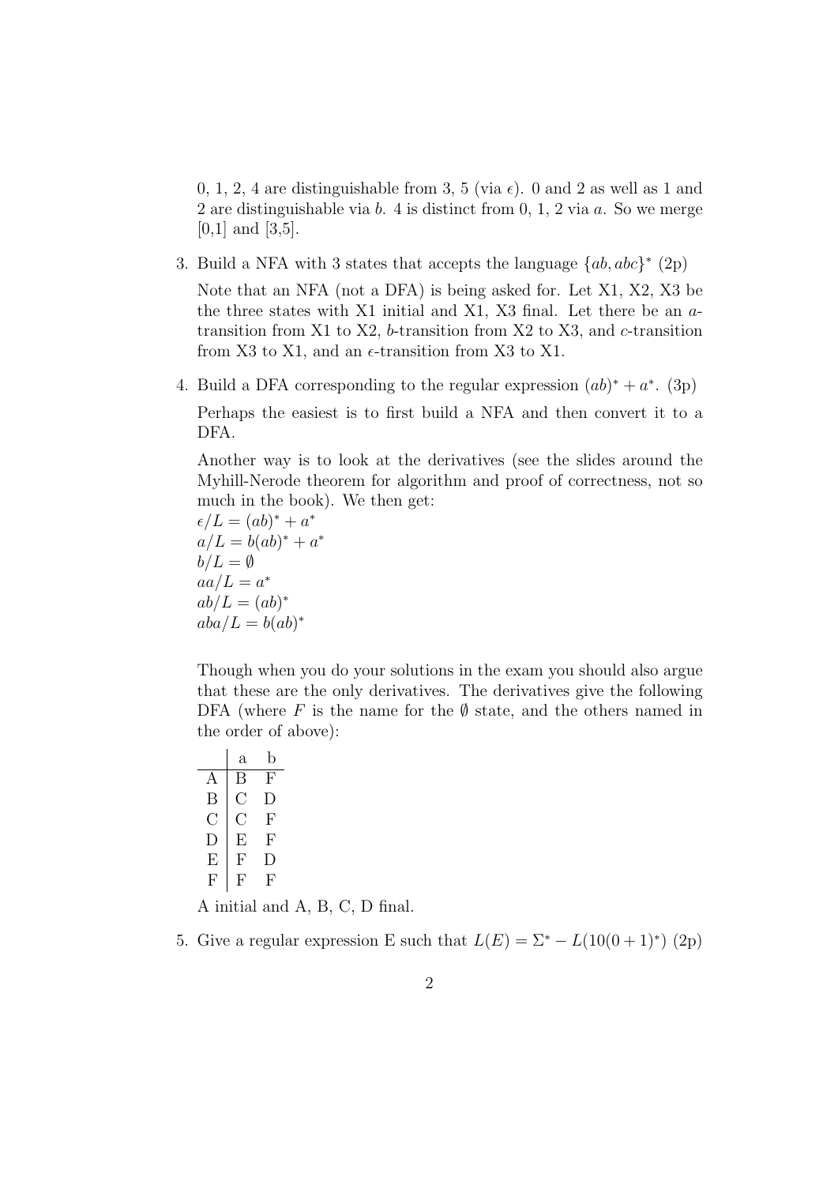0, 1, 2, 4 are distinguishable from 3, 5 (via $\epsilon$). 0 and 2 as well as 1 and 2 are distinguishable via $b$. 4 is distinct from 0, 1, 2 via $a$. So we merge [0,1] and [3,5].

3. Build a NFA with 3 states that accepts the language $\{ab, abc\}^*$ (2p)

   Note that an NFA (not a DFA) is being asked for. Let X1, X2, X3 be the three states with X1 initial and X1, X3 final. Let there be an $a$-transition from X1 to X2, $b$-transition from X2 to X3, and $c$-transition from X3 to X1, and an $\epsilon$-transition from X3 to X1.

4. Build a DFA corresponding to the regular expression $(ab)^* + a^*$. (3p)

   Perhaps the easiest is to first build a NFA and then convert it to a DFA.

   Another way is to look at the derivatives (see the slides around the Myhill-Nerode theorem for algorithm and proof of correctness, not so much in the book). We then get:
   $\epsilon/L = (ab)^* + a^*$
   $a/L = b(ab)^* + a^*$
   $b/L = \emptyset$
   $aa/L = a^*$
   $ab/L = (ab)^*$
   $aba/L = b(ab)^*$

   Though when you do your solutions in the exam you should also argue that these are the only derivatives. The derivatives give the following DFA (where $F$ is the name for the $\emptyset$ state, and the others named in the order of above):

   |   | a | b |
   |---|---|---|
   | A | B | F |
   | B | C | D |
   | C | C | F |
   | D | E | F |
   | E | F | D |
   | F | F | F |

   A initial and A, B, C, D final.

5. Give a regular expression E such that $L(E) = \Sigma^* - L(10(0+1)^*)$ (2p)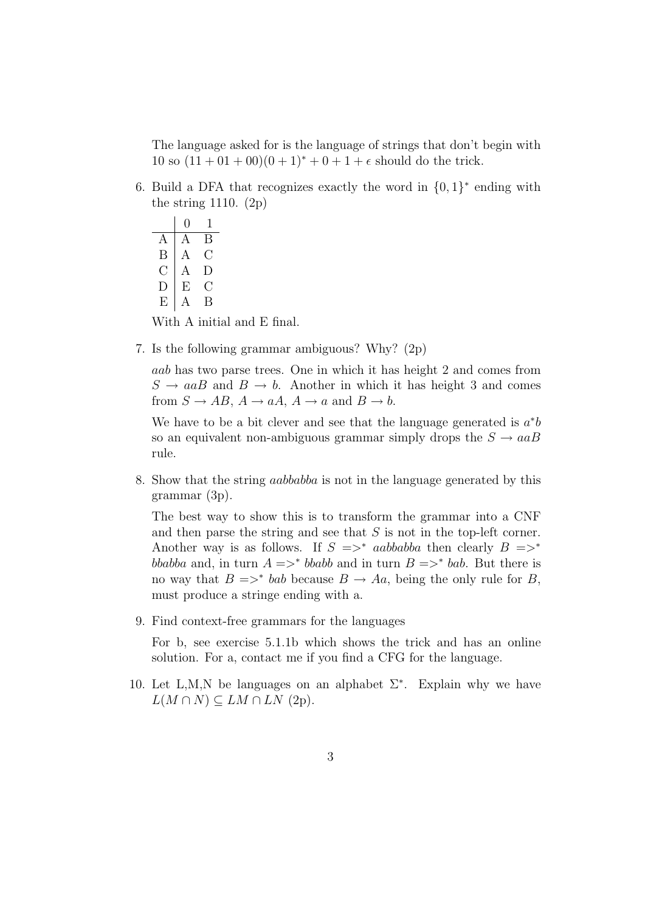The language asked for is the language of strings that don't begin with 10 so $(11 + 01 + 00)(0 + 1)^* + 0 + 1 + \epsilon$ should do the trick.

6. Build a DFA that recognizes exactly the word in $\{0,1\}^*$ ending with the string 1110. (2p)

   | | 0 | 1 |
   |---|---|---|
   | A | A | B |
   | B | A | C |
   | C | A | D |
   | D | E | C |
   | E | A | B |

   With A initial and E final.

7. Is the following grammar ambiguous? Why? (2p)

   *aab* has two parse trees. One in which it has height 2 and comes from $S \to aaB$ and $B \to b$. Another in which it has height 3 and comes from $S \to AB$, $A \to aA$, $A \to a$ and $B \to b$.

   We have to be a bit clever and see that the language generated is $a^*b$ so an equivalent non-ambiguous grammar simply drops the $S \to aaB$ rule.

8. Show that the string *aabbabba* is not in the language generated by this grammar (3p).

   The best way to show this is to transform the grammar into a CNF and then parse the string and see that $S$ is not in the top-left corner. Another way is as follows. If $S =>^* aabbabba$ then clearly $B =>^* bbabba$ and, in turn $A =>^* bbabb$ and in turn $B =>^* bab$. But there is no way that $B =>^* bab$ because $B \to Aa$, being the only rule for $B$, must produce a stringe ending with a.

9. Find context-free grammars for the languages

   For b, see exercise 5.1.1b which shows the trick and has an online solution. For a, contact me if you find a CFG for the language.

10. Let L,M,N be languages on an alphabet $\Sigma^*$. Explain why we have $L(M \cap N) \subseteq LM \cap LN$ (2p).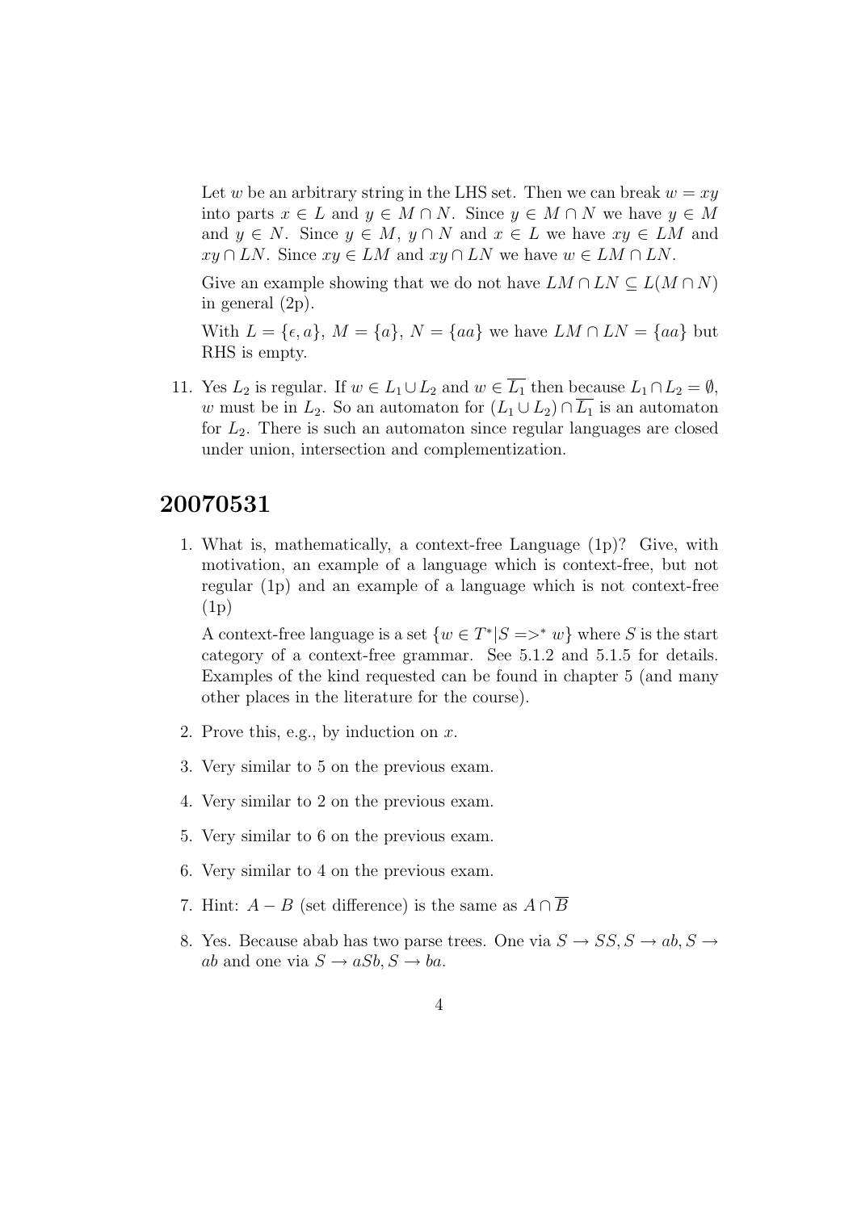Let $w$ be an arbitrary string in the LHS set. Then we can break $w = xy$ into parts $x \in L$ and $y \in M \cap N$. Since $y \in M \cap N$ we have $y \in M$ and $y \in N$. Since $y \in M$, $y \cap N$ and $x \in L$ we have $xy \in LM$ and $xy \cap LN$. Since $xy \in LM$ and $xy \cap LN$ we have $w \in LM \cap LN$.

Give an example showing that we do not have $LM \cap LN \subseteq L(M \cap N)$ in general (2p).

With $L = \{\epsilon, a\}$, $M = \{a\}$, $N = \{aa\}$ we have $LM \cap LN = \{aa\}$ but RHS is empty.

11. Yes $L_2$ is regular. If $w \in L_1 \cup L_2$ and $w \in \overline{L_1}$ then because $L_1 \cap L_2 = \emptyset$, $w$ must be in $L_2$. So an automaton for $(L_1 \cup L_2) \cap \overline{L_1}$ is an automaton for $L_2$. There is such an automaton since regular languages are closed under union, intersection and complementization.

## 20070531

1. What is, mathematically, a context-free Language (1p)? Give, with motivation, an example of a language which is context-free, but not regular (1p) and an example of a language which is not context-free (1p)

   A context-free language is a set $\{w \in T^* | S =>^* w\}$ where $S$ is the start category of a context-free grammar. See 5.1.2 and 5.1.5 for details. Examples of the kind requested can be found in chapter 5 (and many other places in the literature for the course).

2. Prove this, e.g., by induction on $x$.

3. Very similar to 5 on the previous exam.

4. Very similar to 2 on the previous exam.

5. Very similar to 6 on the previous exam.

6. Very similar to 4 on the previous exam.

7. Hint: $A - B$ (set difference) is the same as $A \cap \overline{B}$

8. Yes. Because abab has two parse trees. One via $S \to SS, S \to ab, S \to ab$ and one via $S \to aSb, S \to ba$.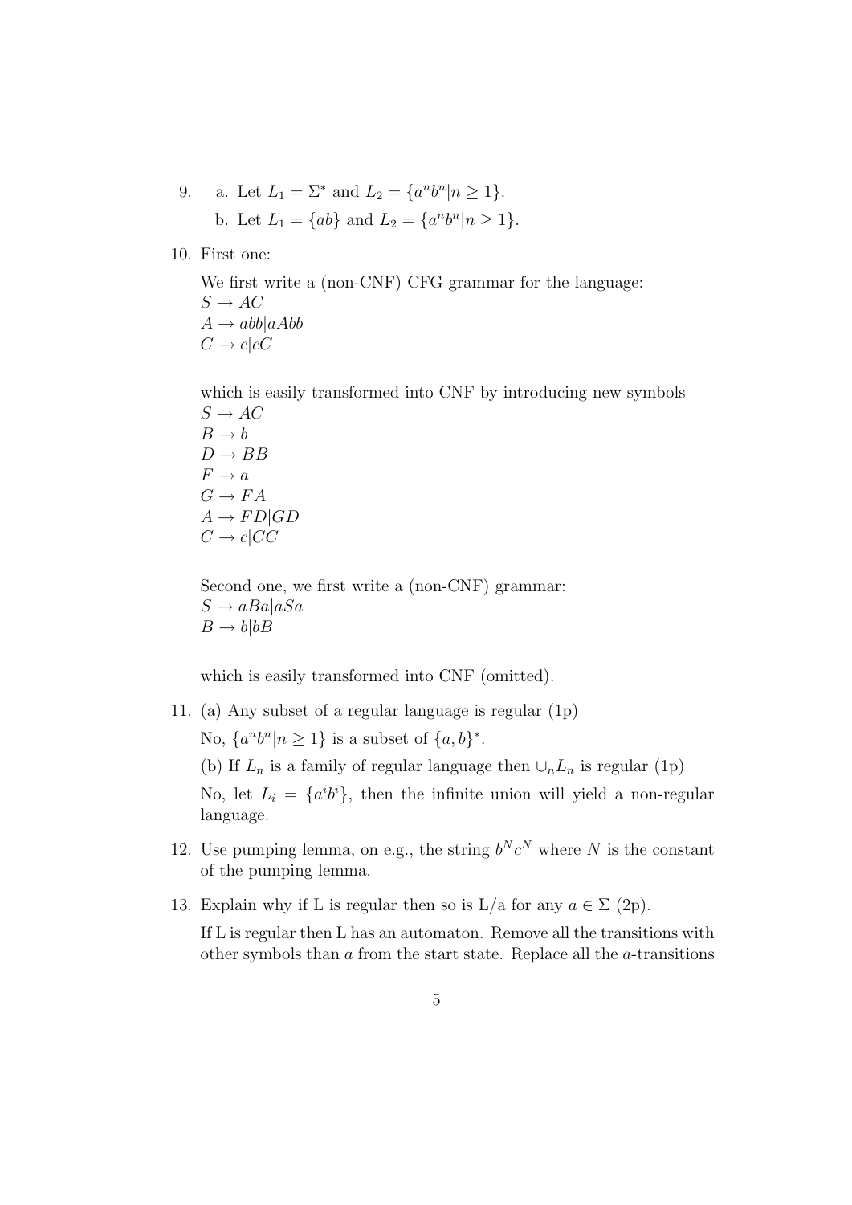9. a. Let $L_1 = \Sigma^*$ and $L_2 = \{a^n b^n | n \geq 1\}$.

   b. Let $L_1 = \{ab\}$ and $L_2 = \{a^n b^n | n \geq 1\}$.

10. First one:

    We first write a (non-CNF) CFG grammar for the language:
    $S \to AC$
    $A \to abb | aAbb$
    $C \to c | cC$

    which is easily transformed into CNF by introducing new symbols
    $S \to AC$
    $B \to b$
    $D \to BB$
    $F \to a$
    $G \to FA$
    $A \to FD | GD$
    $C \to c | CC$

    Second one, we first write a (non-CNF) grammar:
    $S \to aBa | aSa$
    $B \to b | bB$

    which is easily transformed into CNF (omitted).

11. (a) Any subset of a regular language is regular (1p)

    No, $\{a^n b^n | n \geq 1\}$ is a subset of $\{a, b\}^*$.

    (b) If $L_n$ is a family of regular language then $\cup_n L_n$ is regular (1p)

    No, let $L_i = \{a^i b^i\}$, then the infinite union will yield a non-regular language.

12. Use pumping lemma, on e.g., the string $b^N c^N$ where $N$ is the constant of the pumping lemma.

13. Explain why if L is regular then so is L/a for any $a \in \Sigma$ (2p).

    If L is regular then L has an automaton. Remove all the transitions with other symbols than $a$ from the start state. Replace all the $a$-transitions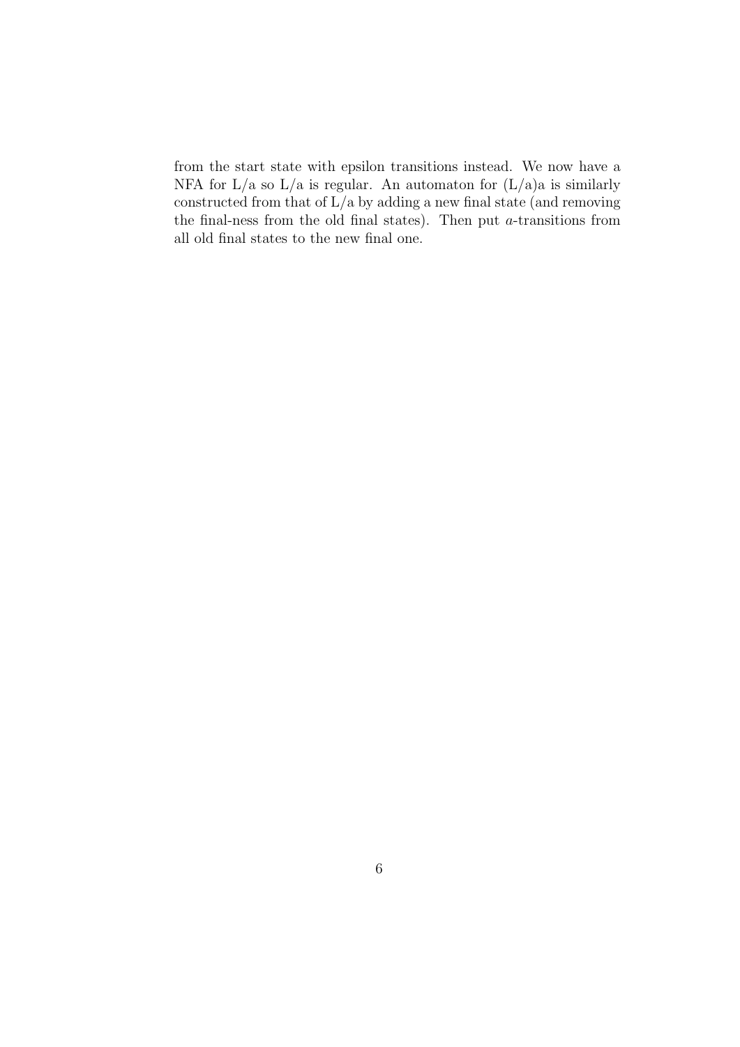from the start state with epsilon transitions instead. We now have a NFA for L/a so L/a is regular. An automaton for (L/a)a is similarly constructed from that of L/a by adding a new final state (and removing the final-ness from the old final states). Then put $a$-transitions from all old final states to the new final one.